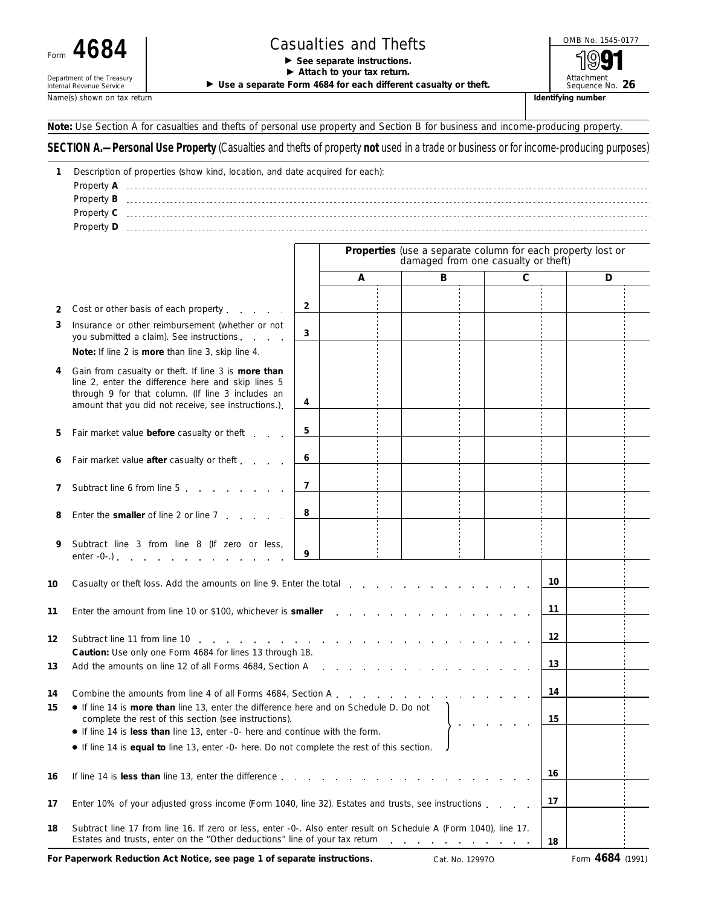Form **4684**

Department of the Treasury
Internal Revenue Service

# Casualties and Thefts

► **See separate instructions.**
► **Attach to your tax return.**
► **Use a separate Form 4684 for each different casualty or theft.**

OMB No. 1545-0177

**1991**

Attachment Sequence No. **26**

Name(s) shown on tax return | **Identifying number**

**Note:** Use Section A for casualties and thefts of personal use property and Section B for business and income-producing property.

## SECTION A.—Personal Use Property (Casualties and thefts of property **not** used in a trade or business or for income-producing purposes)

**1** Description of properties (show kind, location, and date acquired for each):

Property **A**

Property **B**

Property **C**

Property **D**

| | | | | Properties (use a separate column for each property lost or damaged from one casualty or theft) | | |
|---|---|---|---|---|---|---|
| | | | **A** | **B** | **C** | **D** |
| **2** | Cost or other basis of each property | 2 | | | | |
| **3** | Insurance or other reimbursement (whether or not you submitted a claim). See instructions | 3 | | | | |
| | **Note:** If line 2 is **more** than line 3, skip line 4. | | | | | |
| **4** | Gain from casualty or theft. If line 3 is **more than** line 2, enter the difference here and skip lines 5 through 9 for that column. (If line 3 includes an amount that you did not receive, see instructions.) | 4 | | | | |
| **5** | Fair market value **before** casualty or theft | 5 | | | | |
| **6** | Fair market value **after** casualty or theft | 6 | | | | |
| **7** | Subtract line 6 from line 5 | 7 | | | | |
| **8** | Enter the **smaller** of line 2 or line 7 | 8 | | | | |
| **9** | Subtract line 3 from line 8 (If zero or less, enter -0-.) | 9 | | | | |

| | | | |
|---|---|---|---|
| **10** | Casualty or theft loss. Add the amounts on line 9. Enter the total | 10 | |
| **11** | Enter the amount from line 10 or $100, whichever is **smaller** | 11 | |
| **12** | Subtract line 11 from line 10 | 12 | |
| | **Caution:** Use only one Form 4684 for lines 13 through 18. | | |
| **13** | Add the amounts on line 12 of all Forms 4684, Section A | 13 | |
| **14** | Combine the amounts from line 4 of all Forms 4684, Section A | 14 | |
| **15** | • If line 14 is **more than** line 13, enter the difference here and on Schedule D. Do not complete the rest of this section (see instructions).<br>• If line 14 is **less than** line 13, enter -0- here and continue with the form.<br>• If line 14 is **equal to** line 13, enter -0- here. Do not complete the rest of this section. | 15 | |
| **16** | If line 14 is **less than** line 13, enter the difference | 16 | |
| **17** | Enter 10% of your adjusted gross income (Form 1040, line 32). Estates and trusts, see instructions | 17 | |
| **18** | Subtract line 17 from line 16. If zero or less, enter -0-. Also enter result on Schedule A (Form 1040), line 17. Estates and trusts, enter on the "Other deductions" line of your tax return | 18 | |

**For Paperwork Reduction Act Notice, see page 1 of separate instructions.** Cat. No. 12997O Form **4684** (1991)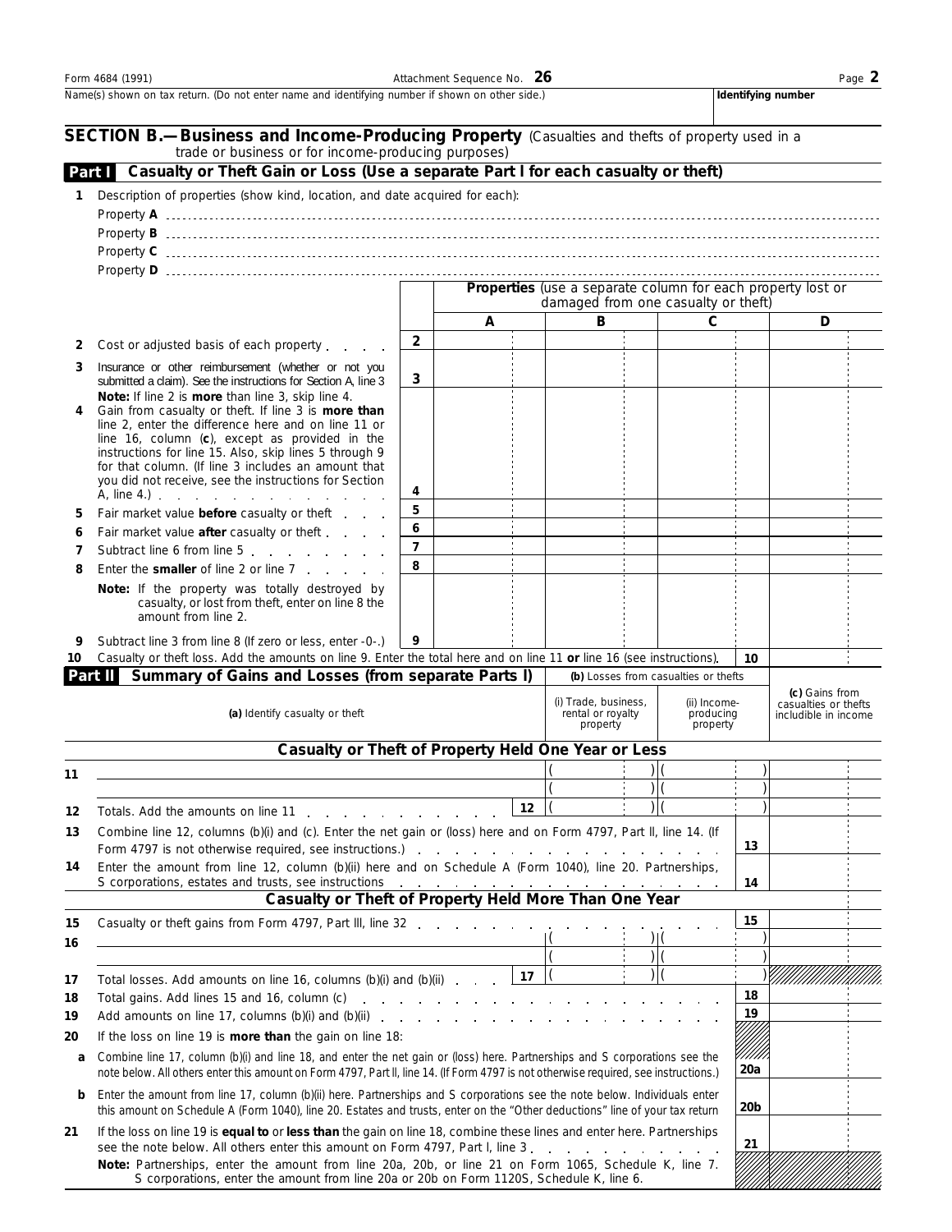Form 4684 (1991) Attachment Sequence No. **26**

Name(s) shown on tax return. (Do not enter name and identifying number if shown on other side.) | **Identifying number**

## SECTION B.—Business and Income-Producing Property (Casualties and thefts of property used in a trade or business or for income-producing purposes)

### Part I Casualty or Theft Gain or Loss (Use a separate Part I for each casualty or theft)

**1** Description of properties (show kind, location, and date acquired for each):

Property **A**

Property **B**

Property **C**

Property **D**

| | | Properties (use a separate column for each property lost or damaged from one casualty or theft) | | | |
|---|---|---|---|---|---|
| | | A | B | C | D |
| **2** Cost or adjusted basis of each property | 2 | | | | |
| **3** Insurance or other reimbursement (whether or not you submitted a claim). See the instructions for Section A, line 3 | 3 | | | | |
| **Note:** If line 2 is **more** than line 3, skip line 4. **4** Gain from casualty or theft. If line 3 is **more than** line 2, enter the difference here and on line 11 or line 16, column (**c**), except as provided in the instructions for line 15. Also, skip lines 5 through 9 for that column. (If line 3 includes an amount that you did not receive, see the instructions for Section A, line 4.) | 4 | | | | |
| **5** Fair market value **before** casualty or theft | 5 | | | | |
| **6** Fair market value **after** casualty or theft | 6 | | | | |
| **7** Subtract line 6 from line 5 | 7 | | | | |
| **8** Enter the **smaller** of line 2 or line 7 | 8 | | | | |
| **Note:** If the property was totally destroyed by casualty, or lost from theft, enter on line 8 the amount from line 2. | | | | | |
| **9** Subtract line 3 from line 8 (If zero or less, enter -0-.) | 9 | | | | |

**10** Casualty or theft loss. Add the amounts on line 9. Enter the total here and on line 11 **or** line 16 (see instructions). | **10** |

### Part II Summary of Gains and Losses (from separate Parts I)

| (a) Identify casualty or theft | | (b) Losses from casualties or thefts (i) Trade, business, rental or royalty property | (ii) Income-producing property | (c) Gains from casualties or thefts includible in income |
|---|---|---|---|---|
| **Casualty or Theft of Property Held One Year or Less** | | | | |
| **11** | | ( ) | ( ) | |
| | | ( ) | ( ) | |
| **12** Totals. Add the amounts on line 11 | 12 | ( ) | ( ) | |

**13** Combine line 12, columns (b)(i) and (c). Enter the net gain or (loss) here and on Form 4797, Part II, line 14. (If Form 4797 is not otherwise required, see instructions.) | **13** |

**14** Enter the amount from line 12, column (b)(ii) here and on Schedule A (Form 1040), line 20. Partnerships, S corporations, estates and trusts, see instructions | **14** |

**Casualty or Theft of Property Held More Than One Year**

**15** Casualty or theft gains from Form 4797, Part III, line 32 | **15** |

| | | (b)(i) | (b)(ii) | (c) |
|---|---|---|---|---|
| **16** | | ( ) | ( ) | |
| | | ( ) | ( ) | |
| **17** Total losses. Add amounts on line 16, columns (b)(i) and (b)(ii) | 17 | ( ) | ( ) | |

**18** Total gains. Add lines 15 and 16, column (c) | **18** |

**19** Add amounts on line 17, columns (b)(i) and (b)(ii) | **19** |

**20** If the loss on line 19 is **more than** the gain on line 18:

**a** Combine line 17, column (b)(i) and line 18, and enter the net gain or (loss) here. Partnerships and S corporations see the note below. All others enter this amount on Form 4797, Part II, line 14. (If Form 4797 is not otherwise required, see instructions.) | **20a** |

**b** Enter the amount from line 17, column (b)(ii) here. Partnerships and S corporations see the note below. Individuals enter this amount on Schedule A (Form 1040), line 20. Estates and trusts, enter on the "Other deductions" line of your tax return | **20b** |

**21** If the loss on line 19 is **equal to** or **less than** the gain on line 18, combine these lines and enter here. Partnerships see the note below. All others enter this amount on Form 4797, Part I, line 3 | **21** |

**Note:** Partnerships, enter the amount from line 20a, 20b, or line 21 on Form 1065, Schedule K, line 7. S corporations, enter the amount from line 20a or 20b on Form 1120S, Schedule K, line 6.